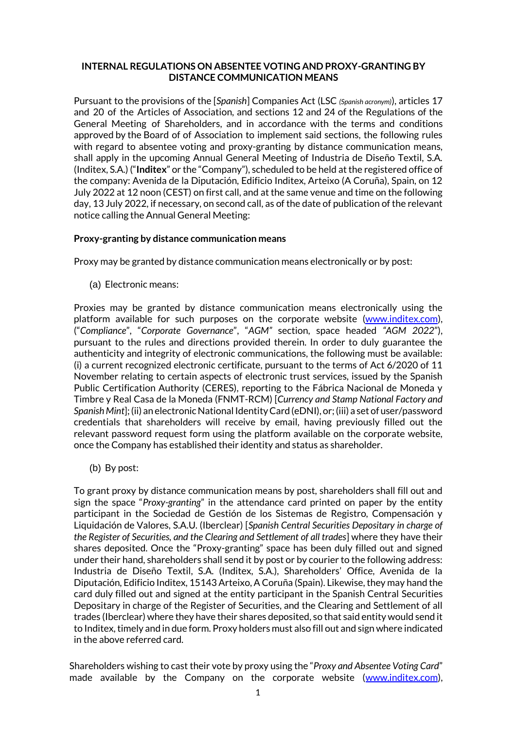**INTERNAL REGULATIONS ON ABSENTEE VOTING AND PROXY-GRANTING BY DISTANCE COMMUNICATION MEANS**

Pursuant to the provisions of the [*Spanish*] Companies Act (LSC *(Spanish acronym)*), articles 17 and 20 of the Articles of Association, and sections 12 and 24 of the Regulations of the General Meeting of Shareholders, and in accordance with the terms and conditions approved by the Board of of Association to implement said sections, the following rules with regard to absentee voting and proxy-granting by distance communication means, shall apply in the upcoming Annual General Meeting of Industria de Diseño Textil, S.A. (Inditex, S.A.) ("**Inditex**" or the "Company"), scheduled to be held at the registered office of the company: Avenida de la Diputación, Edificio Inditex, Arteixo (A Coruña), Spain, on 12 July 2022 at 12 noon (CEST) on first call, and at the same venue and time on the following day, 13 July 2022, if necessary, on second call, as of the date of publication of the relevant notice calling the Annual General Meeting:

**Proxy-granting by distance communication means**

Proxy may be granted by distance communication means electronically or by post:

(a) Electronic means:

Proxies may be granted by distance communication means electronically using the platform available for such purposes on the corporate website (www.inditex.com), ("*Compliance*", "*Corporate Governance*", "*AGM*" section, space headed *"AGM 2022"*), pursuant to the rules and directions provided therein. In order to duly guarantee the authenticity and integrity of electronic communications, the following must be available: (i) a current recognized electronic certificate, pursuant to the terms of Act 6/2020 of 11 November relating to certain aspects of electronic trust services, issued by the Spanish Public Certification Authority (CERES), reporting to the Fábrica Nacional de Moneda y Timbre y Real Casa de la Moneda (FNMT-RCM) [*Currency and Stamp National Factory and Spanish Mint*]; (ii) an electronic National Identity Card (eDNI), or; (iii) a set of user/password credentials that shareholders will receive by email, having previously filled out the relevant password request form using the platform available on the corporate website, once the Company has established their identity and status as shareholder.

(b) By post:

To grant proxy by distance communication means by post, shareholders shall fill out and sign the space "*Proxy-granting*" in the attendance card printed on paper by the entity participant in the Sociedad de Gestión de los Sistemas de Registro, Compensación y Liquidación de Valores, S.A.U. (Iberclear) [*Spanish Central Securities Depositary in charge of the Register of Securities, and the Clearing and Settlement of all trades*] where they have their shares deposited. Once the "Proxy-granting" space has been duly filled out and signed under their hand, shareholders shall send it by post or by courier to the following address: Industria de Diseño Textil, S.A. (Inditex, S.A.), Shareholders' Office, Avenida de la Diputación, Edificio Inditex, 15143 Arteixo, A Coruña (Spain). Likewise, they may hand the card duly filled out and signed at the entity participant in the Spanish Central Securities Depositary in charge of the Register of Securities, and the Clearing and Settlement of all trades (Iberclear) where they have their shares deposited, so that said entity would send it to Inditex, timely and in due form. Proxy holders must also fill out and sign where indicated in the above referred card.

Shareholders wishing to cast their vote by proxy using the "*Proxy and Absentee Voting Card*" made available by the Company on the corporate website (www.inditex.com),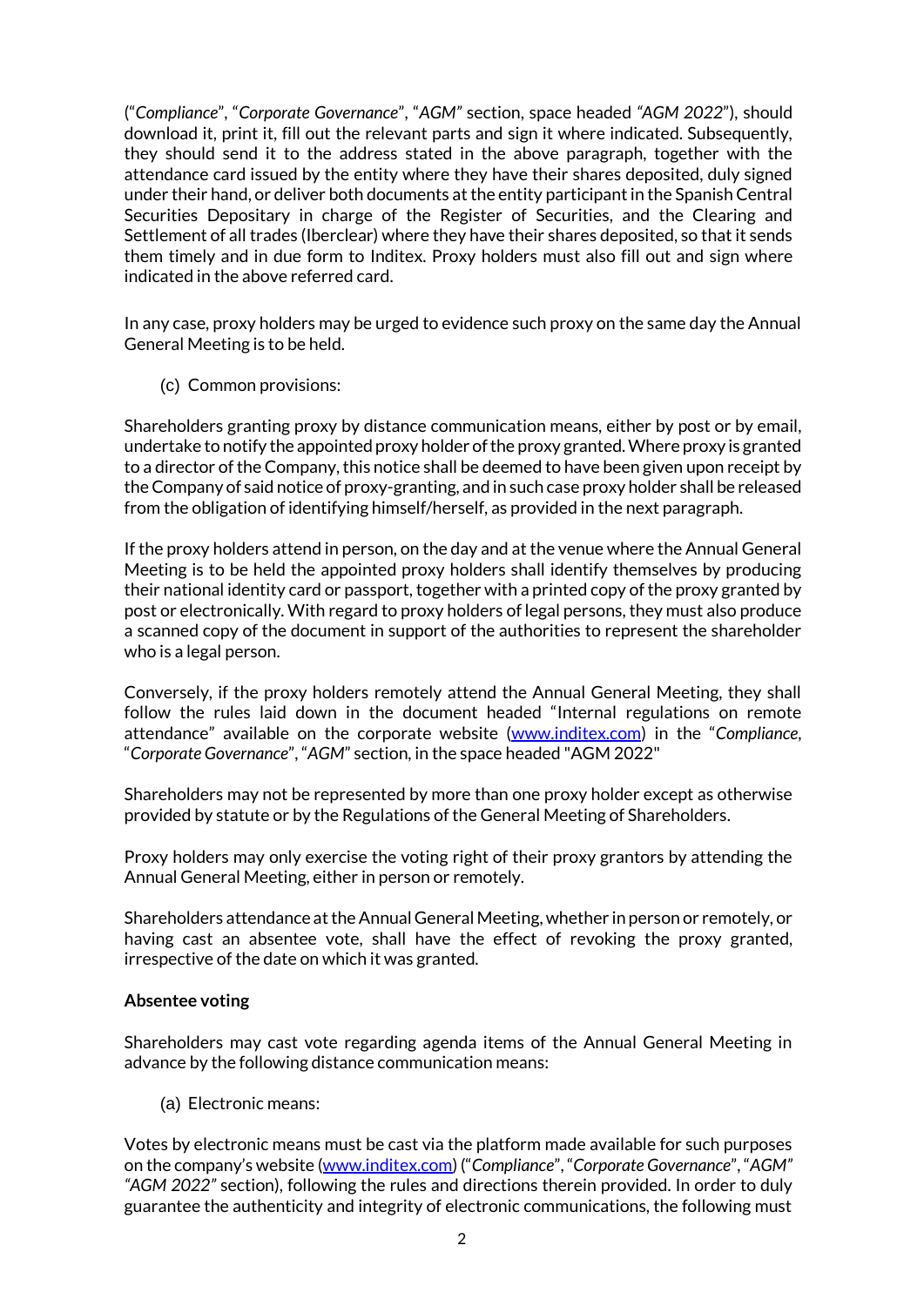(“*Compliance*”, “*Corporate Governance*”, “*AGM*” section, space headed *“AGM 2022”*), should download it, print it, fill out the relevant parts and sign it where indicated. Subsequently, they should send it to the address stated in the above paragraph, together with the attendance card issued by the entity where they have their shares deposited, duly signed under their hand, or deliver both documents at the entity participant in the Spanish Central Securities Depositary in charge of the Register of Securities, and the Clearing and Settlement of all trades (Iberclear) where they have their shares deposited, so that it sends them timely and in due form to Inditex. Proxy holders must also fill out and sign where indicated in the above referred card.

In any case, proxy holders may be urged to evidence such proxy on the same day the Annual General Meeting is to be held.

(c) Common provisions:

Shareholders granting proxy by distance communication means, either by post or by email, undertake to notify the appointed proxy holder of the proxy granted. Where proxy is granted to a director of the Company, this notice shall be deemed to have been given upon receipt by the Company of said notice of proxy-granting, and in such case proxy holder shall be released from the obligation of identifying himself/herself, as provided in the next paragraph.

If the proxy holders attend in person, on the day and at the venue where the Annual General Meeting is to be held the appointed proxy holders shall identify themselves by producing their national identity card or passport, together with a printed copy of the proxy granted by post or electronically. With regard to proxy holders of legal persons, they must also produce a scanned copy of the document in support of the authorities to represent the shareholder who is a legal person.

Conversely, if the proxy holders remotely attend the Annual General Meeting, they shall follow the rules laid down in the document headed “Internal regulations on remote attendance” available on the corporate website (www.inditex.com) in the “*Compliance*, “*Corporate Governance*”, “*AGM*” section, in the space headed "AGM 2022"

Shareholders may not be represented by more than one proxy holder except as otherwise provided by statute or by the Regulations of the General Meeting of Shareholders.

Proxy holders may only exercise the voting right of their proxy grantors by attending the Annual General Meeting, either in person or remotely.

Shareholders attendance at the Annual General Meeting, whether in person or remotely, or having cast an absentee vote, shall have the effect of revoking the proxy granted, irrespective of the date on which it was granted.

**Absentee voting**

Shareholders may cast vote regarding agenda items of the Annual General Meeting in advance by the following distance communication means:

(a) Electronic means:

Votes by electronic means must be cast via the platform made available for such purposes on the company’s website (www.inditex.com) (“*Compliance*”, “*Corporate Governance*”, “*AGM*” *“AGM 2022”* section), following the rules and directions therein provided. In order to duly guarantee the authenticity and integrity of electronic communications, the following must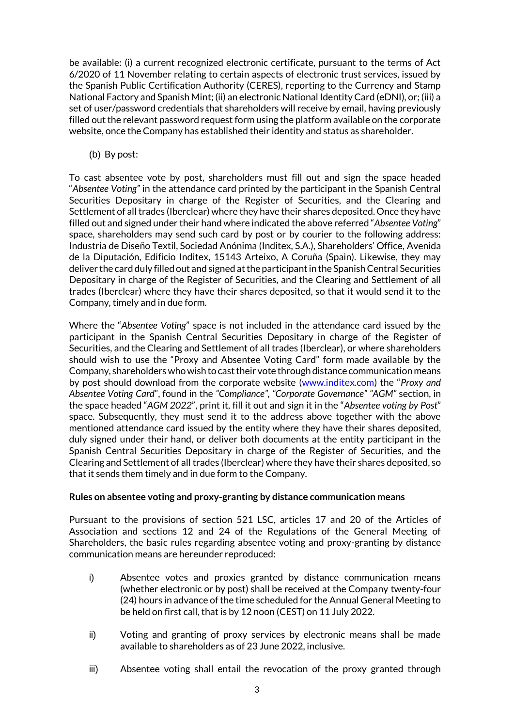be available: (i) a current recognized electronic certificate, pursuant to the terms of Act 6/2020 of 11 November relating to certain aspects of electronic trust services, issued by the Spanish Public Certification Authority (CERES), reporting to the Currency and Stamp National Factory and Spanish Mint; (ii) an electronic National Identity Card (eDNI), or; (iii) a set of user/password credentials that shareholders will receive by email, having previously filled out the relevant password request form using the platform available on the corporate website, once the Company has established their identity and status as shareholder.

(b) By post:

To cast absentee vote by post, shareholders must fill out and sign the space headed "*Absentee Voting*" in the attendance card printed by the participant in the Spanish Central Securities Depositary in charge of the Register of Securities, and the Clearing and Settlement of all trades (Iberclear) where they have their shares deposited. Once they have filled out and signed under their hand where indicated the above referred "*Absentee Voting*" space, shareholders may send such card by post or by courier to the following address: Industria de Diseño Textil, Sociedad Anónima (Inditex, S.A.), Shareholders' Office, Avenida de la Diputación, Edificio Inditex, 15143 Arteixo, A Coruña (Spain). Likewise, they may deliver the card duly filled out and signed at the participant in the Spanish Central Securities Depositary in charge of the Register of Securities, and the Clearing and Settlement of all trades (Iberclear) where they have their shares deposited, so that it would send it to the Company, timely and in due form.

Where the "*Absentee Voting*" space is not included in the attendance card issued by the participant in the Spanish Central Securities Depositary in charge of the Register of Securities, and the Clearing and Settlement of all trades (Iberclear), or where shareholders should wish to use the "Proxy and Absentee Voting Card" form made available by the Company, shareholders who wish to cast their vote through distance communication means by post should download from the corporate website ([www.inditex.com](http://www.inditex.com)) the "*Proxy and Absentee Voting Card*", found in the *"Compliance"*, *"Corporate Governance" "AGM"* section, in the space headed "*AGM 2022*", print it, fill it out and sign it in the "*Absentee voting by Post*" space. Subsequently, they must send it to the address above together with the above mentioned attendance card issued by the entity where they have their shares deposited, duly signed under their hand, or deliver both documents at the entity participant in the Spanish Central Securities Depositary in charge of the Register of Securities, and the Clearing and Settlement of all trades (Iberclear) where they have their shares deposited, so that it sends them timely and in due form to the Company.

**Rules on absentee voting and proxy-granting by distance communication means**

Pursuant to the provisions of section 521 LSC, articles 17 and 20 of the Articles of Association and sections 12 and 24 of the Regulations of the General Meeting of Shareholders, the basic rules regarding absentee voting and proxy-granting by distance communication means are hereunder reproduced:

i) Absentee votes and proxies granted by distance communication means (whether electronic or by post) shall be received at the Company twenty-four (24) hours in advance of the time scheduled for the Annual General Meeting to be held on first call, that is by 12 noon (CEST) on 11 July 2022.

ii) Voting and granting of proxy services by electronic means shall be made available to shareholders as of 23 June 2022, inclusive.

iii) Absentee voting shall entail the revocation of the proxy granted through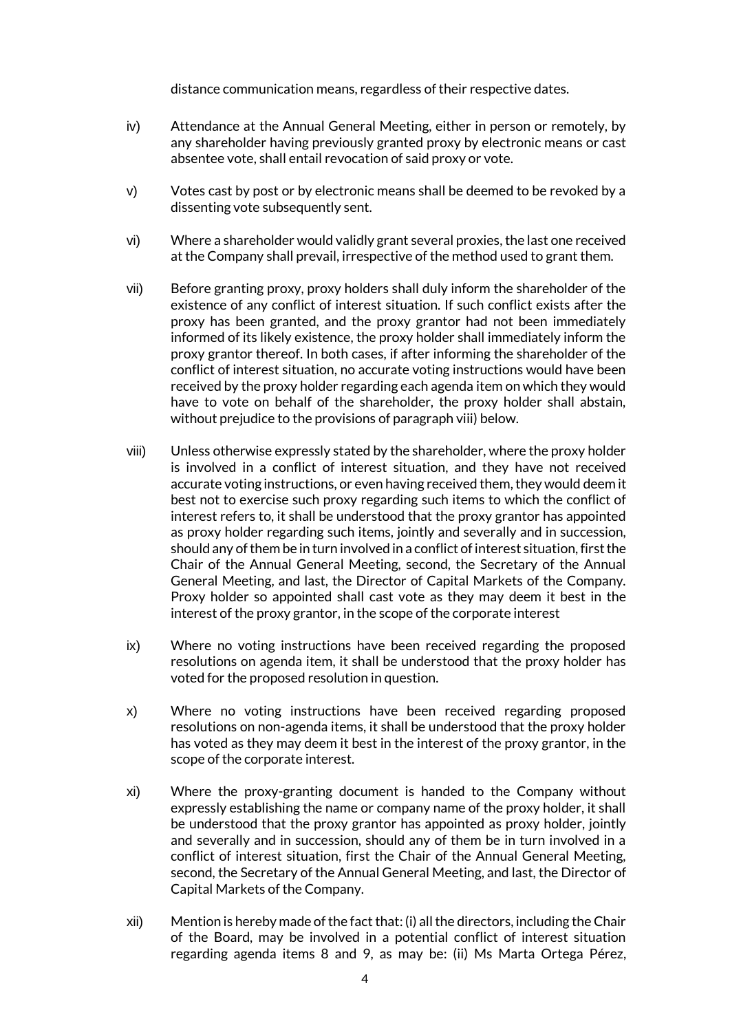distance communication means, regardless of their respective dates.

iv) Attendance at the Annual General Meeting, either in person or remotely, by any shareholder having previously granted proxy by electronic means or cast absentee vote, shall entail revocation of said proxy or vote.

v) Votes cast by post or by electronic means shall be deemed to be revoked by a dissenting vote subsequently sent.

vi) Where a shareholder would validly grant several proxies, the last one received at the Company shall prevail, irrespective of the method used to grant them.

vii) Before granting proxy, proxy holders shall duly inform the shareholder of the existence of any conflict of interest situation. If such conflict exists after the proxy has been granted, and the proxy grantor had not been immediately informed of its likely existence, the proxy holder shall immediately inform the proxy grantor thereof. In both cases, if after informing the shareholder of the conflict of interest situation, no accurate voting instructions would have been received by the proxy holder regarding each agenda item on which they would have to vote on behalf of the shareholder, the proxy holder shall abstain, without prejudice to the provisions of paragraph viii) below.

viii) Unless otherwise expressly stated by the shareholder, where the proxy holder is involved in a conflict of interest situation, and they have not received accurate voting instructions, or even having received them, they would deem it best not to exercise such proxy regarding such items to which the conflict of interest refers to, it shall be understood that the proxy grantor has appointed as proxy holder regarding such items, jointly and severally and in succession, should any of them be in turn involved in a conflict of interest situation, first the Chair of the Annual General Meeting, second, the Secretary of the Annual General Meeting, and last, the Director of Capital Markets of the Company. Proxy holder so appointed shall cast vote as they may deem it best in the interest of the proxy grantor, in the scope of the corporate interest

ix) Where no voting instructions have been received regarding the proposed resolutions on agenda item, it shall be understood that the proxy holder has voted for the proposed resolution in question.

x) Where no voting instructions have been received regarding proposed resolutions on non-agenda items, it shall be understood that the proxy holder has voted as they may deem it best in the interest of the proxy grantor, in the scope of the corporate interest.

xi) Where the proxy-granting document is handed to the Company without expressly establishing the name or company name of the proxy holder, it shall be understood that the proxy grantor has appointed as proxy holder, jointly and severally and in succession, should any of them be in turn involved in a conflict of interest situation, first the Chair of the Annual General Meeting, second, the Secretary of the Annual General Meeting, and last, the Director of Capital Markets of the Company.

xii) Mention is hereby made of the fact that: (i) all the directors, including the Chair of the Board, may be involved in a potential conflict of interest situation regarding agenda items 8 and 9, as may be: (ii) Ms Marta Ortega Pérez,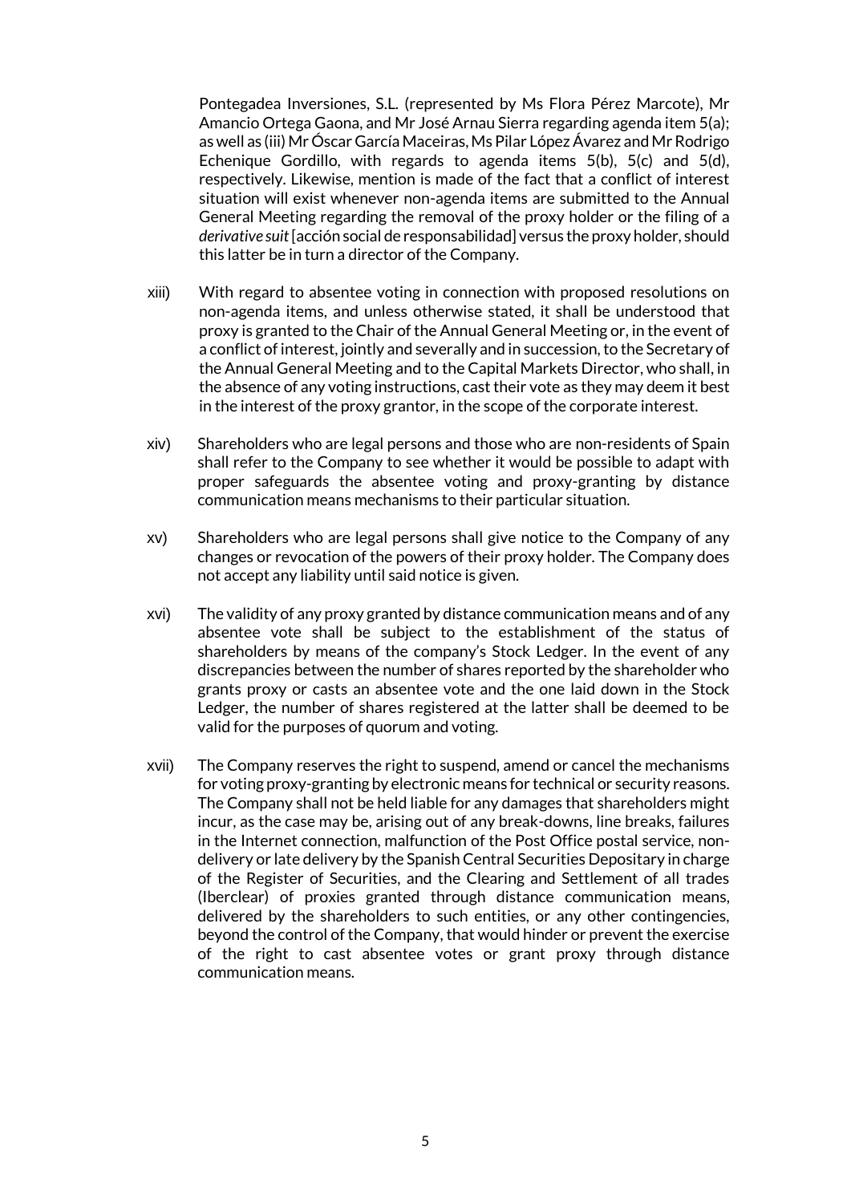Pontegadea Inversiones, S.L. (represented by Ms Flora Pérez Marcote), Mr Amancio Ortega Gaona, and Mr José Arnau Sierra regarding agenda item 5(a); as well as (iii) Mr Óscar García Maceiras, Ms Pilar López Ávarez and Mr Rodrigo Echenique Gordillo, with regards to agenda items 5(b), 5(c) and 5(d), respectively. Likewise, mention is made of the fact that a conflict of interest situation will exist whenever non-agenda items are submitted to the Annual General Meeting regarding the removal of the proxy holder or the filing of a *derivative suit* [acción social de responsabilidad] versus the proxy holder, should this latter be in turn a director of the Company.

xiii) With regard to absentee voting in connection with proposed resolutions on non-agenda items, and unless otherwise stated, it shall be understood that proxy is granted to the Chair of the Annual General Meeting or, in the event of a conflict of interest, jointly and severally and in succession, to the Secretary of the Annual General Meeting and to the Capital Markets Director, who shall, in the absence of any voting instructions, cast their vote as they may deem it best in the interest of the proxy grantor, in the scope of the corporate interest.

xiv) Shareholders who are legal persons and those who are non-residents of Spain shall refer to the Company to see whether it would be possible to adapt with proper safeguards the absentee voting and proxy-granting by distance communication means mechanisms to their particular situation.

xv) Shareholders who are legal persons shall give notice to the Company of any changes or revocation of the powers of their proxy holder. The Company does not accept any liability until said notice is given.

xvi) The validity of any proxy granted by distance communication means and of any absentee vote shall be subject to the establishment of the status of shareholders by means of the company's Stock Ledger. In the event of any discrepancies between the number of shares reported by the shareholder who grants proxy or casts an absentee vote and the one laid down in the Stock Ledger, the number of shares registered at the latter shall be deemed to be valid for the purposes of quorum and voting.

xvii) The Company reserves the right to suspend, amend or cancel the mechanisms for voting proxy-granting by electronic means for technical or security reasons. The Company shall not be held liable for any damages that shareholders might incur, as the case may be, arising out of any break-downs, line breaks, failures in the Internet connection, malfunction of the Post Office postal service, non-delivery or late delivery by the Spanish Central Securities Depositary in charge of the Register of Securities, and the Clearing and Settlement of all trades (Iberclear) of proxies granted through distance communication means, delivered by the shareholders to such entities, or any other contingencies, beyond the control of the Company, that would hinder or prevent the exercise of the right to cast absentee votes or grant proxy through distance communication means.